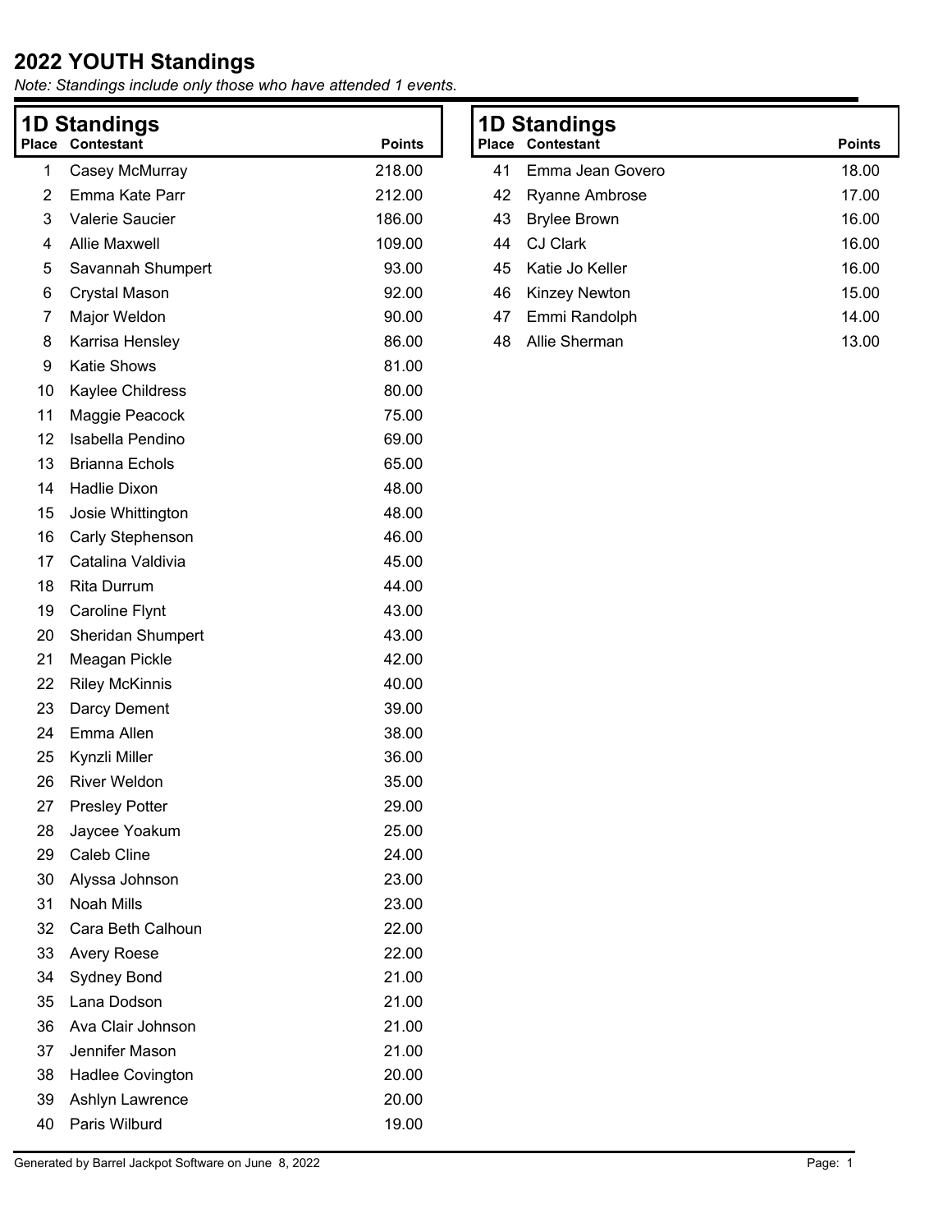# 2022 YOUTH Standings

*Note: Standings include only those who have attended 1 events.*

## 1D Standings

| Place | Contestant | Points |
|---|---|---|
| 1 | Casey McMurray | 218.00 |
| 2 | Emma Kate Parr | 212.00 |
| 3 | Valerie Saucier | 186.00 |
| 4 | Allie Maxwell | 109.00 |
| 5 | Savannah Shumpert | 93.00 |
| 6 | Crystal Mason | 92.00 |
| 7 | Major Weldon | 90.00 |
| 8 | Karrisa Hensley | 86.00 |
| 9 | Katie Shows | 81.00 |
| 10 | Kaylee Childress | 80.00 |
| 11 | Maggie Peacock | 75.00 |
| 12 | Isabella Pendino | 69.00 |
| 13 | Brianna Echols | 65.00 |
| 14 | Hadlie Dixon | 48.00 |
| 15 | Josie Whittington | 48.00 |
| 16 | Carly Stephenson | 46.00 |
| 17 | Catalina Valdivia | 45.00 |
| 18 | Rita Durrum | 44.00 |
| 19 | Caroline Flynt | 43.00 |
| 20 | Sheridan Shumpert | 43.00 |
| 21 | Meagan Pickle | 42.00 |
| 22 | Riley McKinnis | 40.00 |
| 23 | Darcy Dement | 39.00 |
| 24 | Emma Allen | 38.00 |
| 25 | Kynzli Miller | 36.00 |
| 26 | River Weldon | 35.00 |
| 27 | Presley Potter | 29.00 |
| 28 | Jaycee Yoakum | 25.00 |
| 29 | Caleb Cline | 24.00 |
| 30 | Alyssa Johnson | 23.00 |
| 31 | Noah Mills | 23.00 |
| 32 | Cara Beth Calhoun | 22.00 |
| 33 | Avery Roese | 22.00 |
| 34 | Sydney Bond | 21.00 |
| 35 | Lana Dodson | 21.00 |
| 36 | Ava Clair Johnson | 21.00 |
| 37 | Jennifer Mason | 21.00 |
| 38 | Hadlee Covington | 20.00 |
| 39 | Ashlyn Lawrence | 20.00 |
| 40 | Paris Wilburd | 19.00 |
| 41 | Emma Jean Govero | 18.00 |
| 42 | Ryanne Ambrose | 17.00 |
| 43 | Brylee Brown | 16.00 |
| 44 | CJ Clark | 16.00 |
| 45 | Katie Jo Keller | 16.00 |
| 46 | Kinzey Newton | 15.00 |
| 47 | Emmi Randolph | 14.00 |
| 48 | Allie Sherman | 13.00 |

Generated by Barrel Jackpot Software on June 8, 2022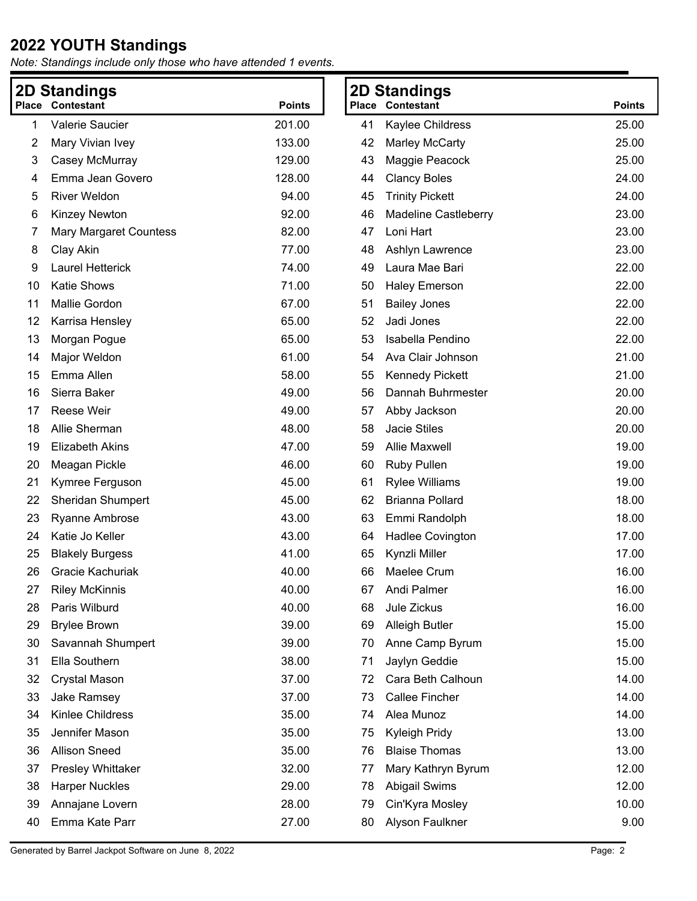# 2022 YOUTH Standings

*Note: Standings include only those who have attended 1 events.*

## 2D Standings

| Place | Contestant | Points |
|---|---|---|
| 1 | Valerie Saucier | 201.00 |
| 2 | Mary Vivian Ivey | 133.00 |
| 3 | Casey McMurray | 129.00 |
| 4 | Emma Jean Govero | 128.00 |
| 5 | River Weldon | 94.00 |
| 6 | Kinzey Newton | 92.00 |
| 7 | Mary Margaret Countess | 82.00 |
| 8 | Clay Akin | 77.00 |
| 9 | Laurel Hetterick | 74.00 |
| 10 | Katie Shows | 71.00 |
| 11 | Mallie Gordon | 67.00 |
| 12 | Karrisa Hensley | 65.00 |
| 13 | Morgan Pogue | 65.00 |
| 14 | Major Weldon | 61.00 |
| 15 | Emma Allen | 58.00 |
| 16 | Sierra Baker | 49.00 |
| 17 | Reese Weir | 49.00 |
| 18 | Allie Sherman | 48.00 |
| 19 | Elizabeth Akins | 47.00 |
| 20 | Meagan Pickle | 46.00 |
| 21 | Kymree Ferguson | 45.00 |
| 22 | Sheridan Shumpert | 45.00 |
| 23 | Ryanne Ambrose | 43.00 |
| 24 | Katie Jo Keller | 43.00 |
| 25 | Blakely Burgess | 41.00 |
| 26 | Gracie Kachuriak | 40.00 |
| 27 | Riley McKinnis | 40.00 |
| 28 | Paris Wilburd | 40.00 |
| 29 | Brylee Brown | 39.00 |
| 30 | Savannah Shumpert | 39.00 |
| 31 | Ella Southern | 38.00 |
| 32 | Crystal Mason | 37.00 |
| 33 | Jake Ramsey | 37.00 |
| 34 | Kinlee Childress | 35.00 |
| 35 | Jennifer Mason | 35.00 |
| 36 | Allison Sneed | 35.00 |
| 37 | Presley Whittaker | 32.00 |
| 38 | Harper Nuckles | 29.00 |
| 39 | Annajane Lovern | 28.00 |
| 40 | Emma Kate Parr | 27.00 |
| 41 | Kaylee Childress | 25.00 |
| 42 | Marley McCarty | 25.00 |
| 43 | Maggie Peacock | 25.00 |
| 44 | Clancy Boles | 24.00 |
| 45 | Trinity Pickett | 24.00 |
| 46 | Madeline Castleberry | 23.00 |
| 47 | Loni Hart | 23.00 |
| 48 | Ashlyn Lawrence | 23.00 |
| 49 | Laura Mae Bari | 22.00 |
| 50 | Haley Emerson | 22.00 |
| 51 | Bailey Jones | 22.00 |
| 52 | Jadi Jones | 22.00 |
| 53 | Isabella Pendino | 22.00 |
| 54 | Ava Clair Johnson | 21.00 |
| 55 | Kennedy Pickett | 21.00 |
| 56 | Dannah Buhrmester | 20.00 |
| 57 | Abby Jackson | 20.00 |
| 58 | Jacie Stiles | 20.00 |
| 59 | Allie Maxwell | 19.00 |
| 60 | Ruby Pullen | 19.00 |
| 61 | Rylee Williams | 19.00 |
| 62 | Brianna Pollard | 18.00 |
| 63 | Emmi Randolph | 18.00 |
| 64 | Hadlee Covington | 17.00 |
| 65 | Kynzli Miller | 17.00 |
| 66 | Maelee Crum | 16.00 |
| 67 | Andi Palmer | 16.00 |
| 68 | Jule Zickus | 16.00 |
| 69 | Alleigh Butler | 15.00 |
| 70 | Anne Camp Byrum | 15.00 |
| 71 | Jaylyn Geddie | 15.00 |
| 72 | Cara Beth Calhoun | 14.00 |
| 73 | Callee Fincher | 14.00 |
| 74 | Alea Munoz | 14.00 |
| 75 | Kyleigh Pridy | 13.00 |
| 76 | Blaise Thomas | 13.00 |
| 77 | Mary Kathryn Byrum | 12.00 |
| 78 | Abigail Swims | 12.00 |
| 79 | Cin'Kyra Mosley | 10.00 |
| 80 | Alyson Faulkner | 9.00 |

Generated by Barrel Jackpot Software on June 8, 2022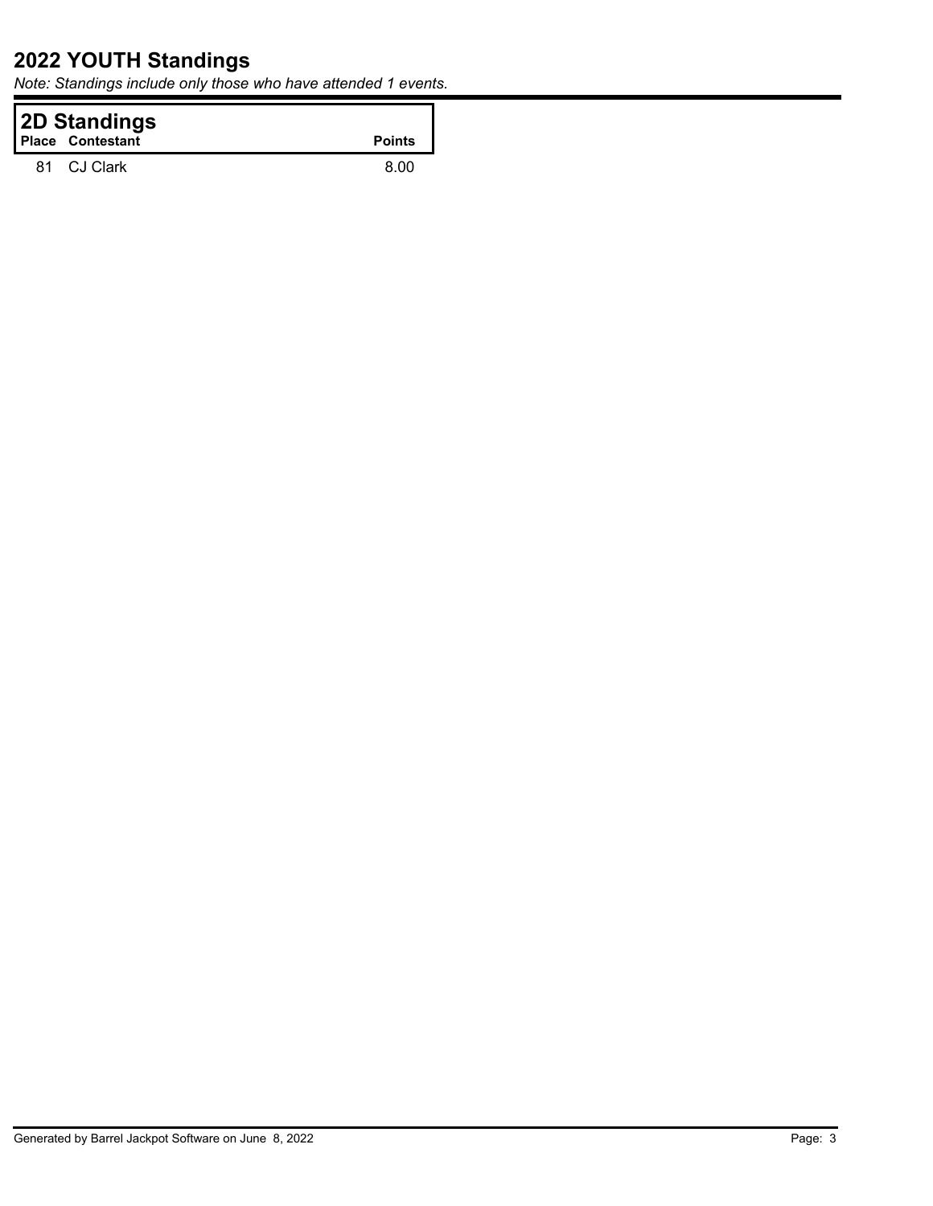# 2022 YOUTH Standings

*Note: Standings include only those who have attended 1 events.*

## 2D Standings

| Place | Contestant | Points |
|---|---|---|
| 81 | CJ Clark | 8.00 |

Generated by Barrel Jackpot Software on June 8, 2022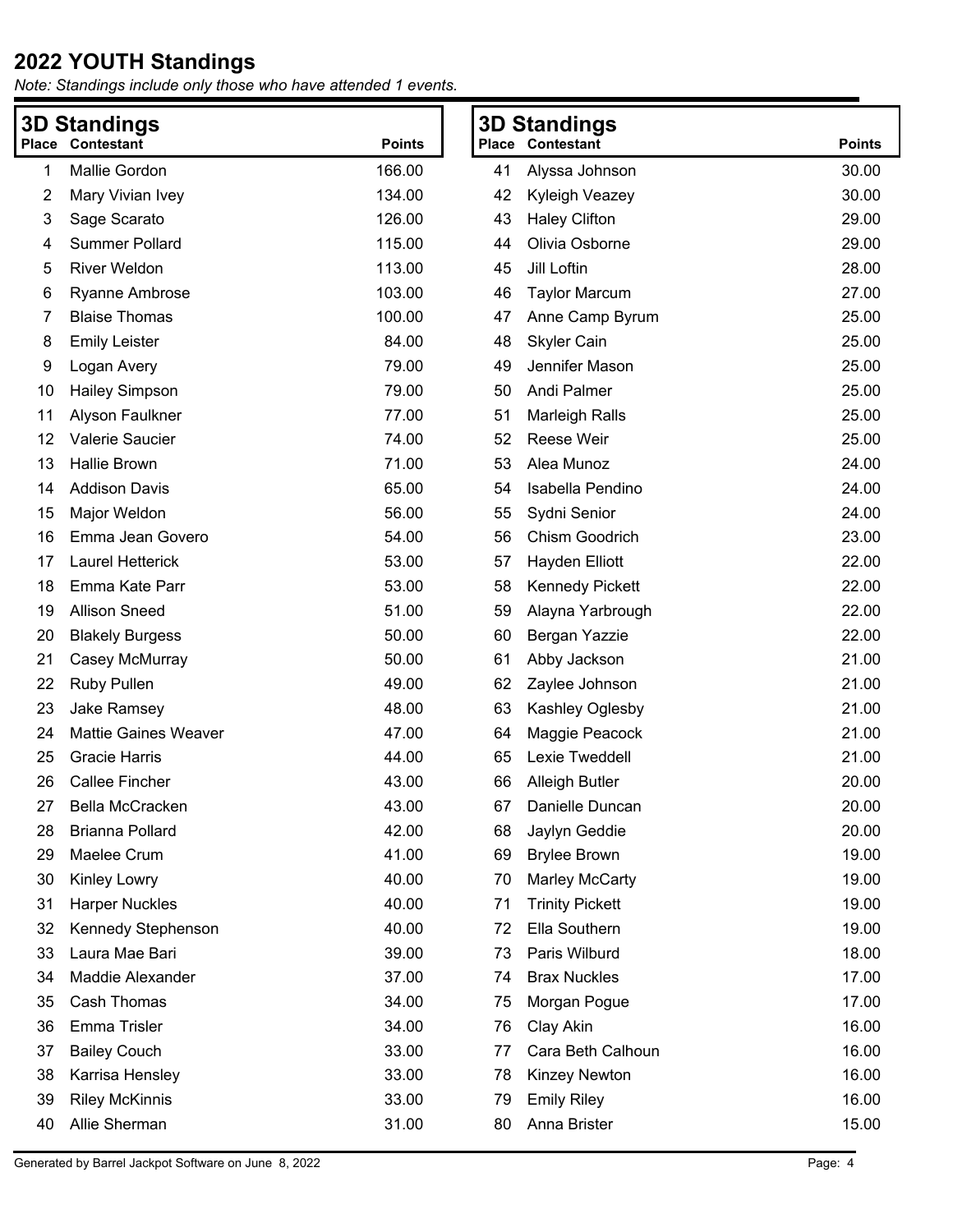## 2022 YOUTH Standings

*Note: Standings include only those who have attended 1 events.*

### 3D Standings

| Place | Contestant | Points |
|---|---|---|
| 1 | Mallie Gordon | 166.00 |
| 2 | Mary Vivian Ivey | 134.00 |
| 3 | Sage Scarato | 126.00 |
| 4 | Summer Pollard | 115.00 |
| 5 | River Weldon | 113.00 |
| 6 | Ryanne Ambrose | 103.00 |
| 7 | Blaise Thomas | 100.00 |
| 8 | Emily Leister | 84.00 |
| 9 | Logan Avery | 79.00 |
| 10 | Hailey Simpson | 79.00 |
| 11 | Alyson Faulkner | 77.00 |
| 12 | Valerie Saucier | 74.00 |
| 13 | Hallie Brown | 71.00 |
| 14 | Addison Davis | 65.00 |
| 15 | Major Weldon | 56.00 |
| 16 | Emma Jean Govero | 54.00 |
| 17 | Laurel Hetterick | 53.00 |
| 18 | Emma Kate Parr | 53.00 |
| 19 | Allison Sneed | 51.00 |
| 20 | Blakely Burgess | 50.00 |
| 21 | Casey McMurray | 50.00 |
| 22 | Ruby Pullen | 49.00 |
| 23 | Jake Ramsey | 48.00 |
| 24 | Mattie Gaines Weaver | 47.00 |
| 25 | Gracie Harris | 44.00 |
| 26 | Callee Fincher | 43.00 |
| 27 | Bella McCracken | 43.00 |
| 28 | Brianna Pollard | 42.00 |
| 29 | Maelee Crum | 41.00 |
| 30 | Kinley Lowry | 40.00 |
| 31 | Harper Nuckles | 40.00 |
| 32 | Kennedy Stephenson | 40.00 |
| 33 | Laura Mae Bari | 39.00 |
| 34 | Maddie Alexander | 37.00 |
| 35 | Cash Thomas | 34.00 |
| 36 | Emma Trisler | 34.00 |
| 37 | Bailey Couch | 33.00 |
| 38 | Karrisa Hensley | 33.00 |
| 39 | Riley McKinnis | 33.00 |
| 40 | Allie Sherman | 31.00 |
| 41 | Alyssa Johnson | 30.00 |
| 42 | Kyleigh Veazey | 30.00 |
| 43 | Haley Clifton | 29.00 |
| 44 | Olivia Osborne | 29.00 |
| 45 | Jill Loftin | 28.00 |
| 46 | Taylor Marcum | 27.00 |
| 47 | Anne Camp Byrum | 25.00 |
| 48 | Skyler Cain | 25.00 |
| 49 | Jennifer Mason | 25.00 |
| 50 | Andi Palmer | 25.00 |
| 51 | Marleigh Ralls | 25.00 |
| 52 | Reese Weir | 25.00 |
| 53 | Alea Munoz | 24.00 |
| 54 | Isabella Pendino | 24.00 |
| 55 | Sydni Senior | 24.00 |
| 56 | Chism Goodrich | 23.00 |
| 57 | Hayden Elliott | 22.00 |
| 58 | Kennedy Pickett | 22.00 |
| 59 | Alayna Yarbrough | 22.00 |
| 60 | Bergan Yazzie | 22.00 |
| 61 | Abby Jackson | 21.00 |
| 62 | Zaylee Johnson | 21.00 |
| 63 | Kashley Oglesby | 21.00 |
| 64 | Maggie Peacock | 21.00 |
| 65 | Lexie Tweddell | 21.00 |
| 66 | Alleigh Butler | 20.00 |
| 67 | Danielle Duncan | 20.00 |
| 68 | Jaylyn Geddie | 20.00 |
| 69 | Brylee Brown | 19.00 |
| 70 | Marley McCarty | 19.00 |
| 71 | Trinity Pickett | 19.00 |
| 72 | Ella Southern | 19.00 |
| 73 | Paris Wilburd | 18.00 |
| 74 | Brax Nuckles | 17.00 |
| 75 | Morgan Pogue | 17.00 |
| 76 | Clay Akin | 16.00 |
| 77 | Cara Beth Calhoun | 16.00 |
| 78 | Kinzey Newton | 16.00 |
| 79 | Emily Riley | 16.00 |
| 80 | Anna Brister | 15.00 |

Generated by Barrel Jackpot Software on June 8, 2022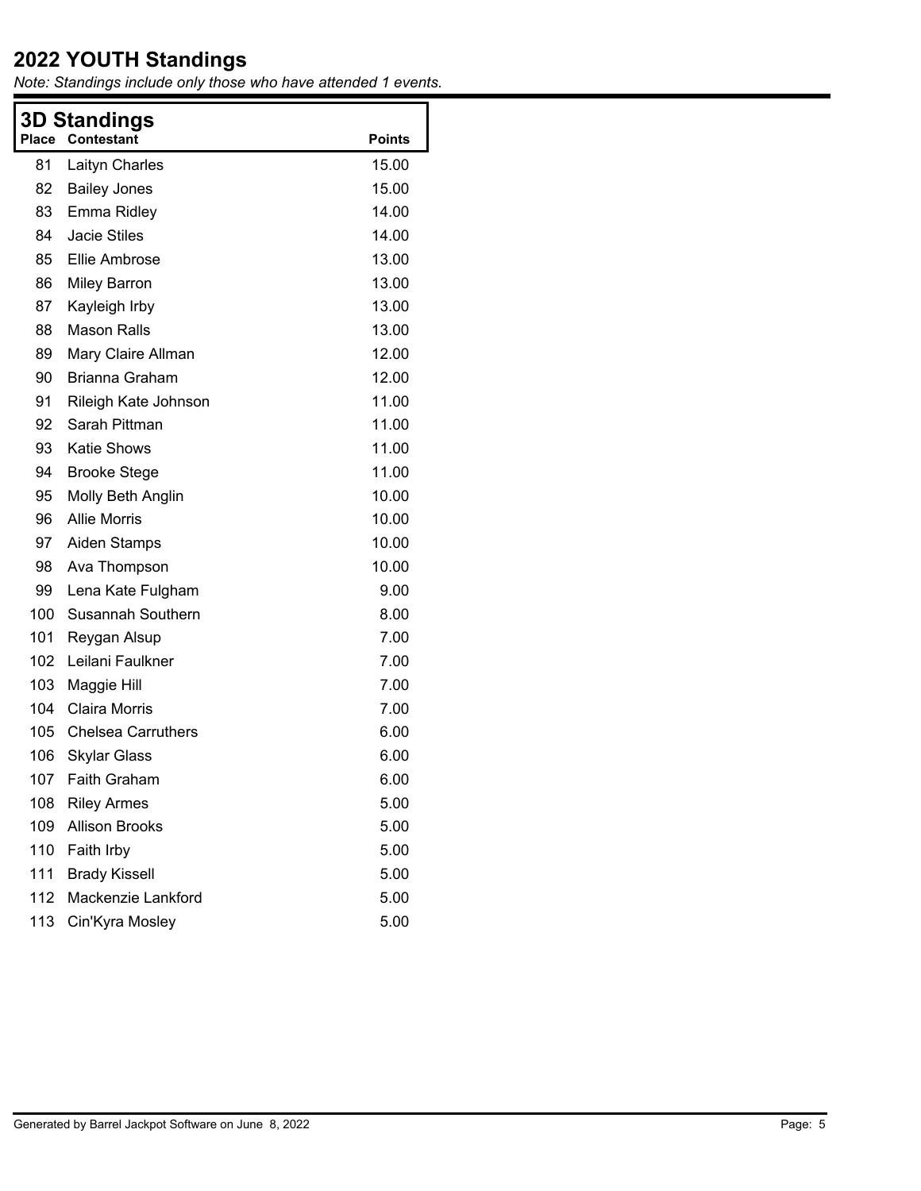# 2022 YOUTH Standings

*Note: Standings include only those who have attended 1 events.*

## 3D Standings

| Place | Contestant | Points |
|---|---|---|
| 81 | Laityn Charles | 15.00 |
| 82 | Bailey Jones | 15.00 |
| 83 | Emma Ridley | 14.00 |
| 84 | Jacie Stiles | 14.00 |
| 85 | Ellie Ambrose | 13.00 |
| 86 | Miley Barron | 13.00 |
| 87 | Kayleigh Irby | 13.00 |
| 88 | Mason Ralls | 13.00 |
| 89 | Mary Claire Allman | 12.00 |
| 90 | Brianna Graham | 12.00 |
| 91 | Rileigh Kate Johnson | 11.00 |
| 92 | Sarah Pittman | 11.00 |
| 93 | Katie Shows | 11.00 |
| 94 | Brooke Stege | 11.00 |
| 95 | Molly Beth Anglin | 10.00 |
| 96 | Allie Morris | 10.00 |
| 97 | Aiden Stamps | 10.00 |
| 98 | Ava Thompson | 10.00 |
| 99 | Lena Kate Fulgham | 9.00 |
| 100 | Susannah Southern | 8.00 |
| 101 | Reygan Alsup | 7.00 |
| 102 | Leilani Faulkner | 7.00 |
| 103 | Maggie Hill | 7.00 |
| 104 | Claira Morris | 7.00 |
| 105 | Chelsea Carruthers | 6.00 |
| 106 | Skylar Glass | 6.00 |
| 107 | Faith Graham | 6.00 |
| 108 | Riley Armes | 5.00 |
| 109 | Allison Brooks | 5.00 |
| 110 | Faith Irby | 5.00 |
| 111 | Brady Kissell | 5.00 |
| 112 | Mackenzie Lankford | 5.00 |
| 113 | Cin'Kyra Mosley | 5.00 |

Generated by Barrel Jackpot Software on June 8, 2022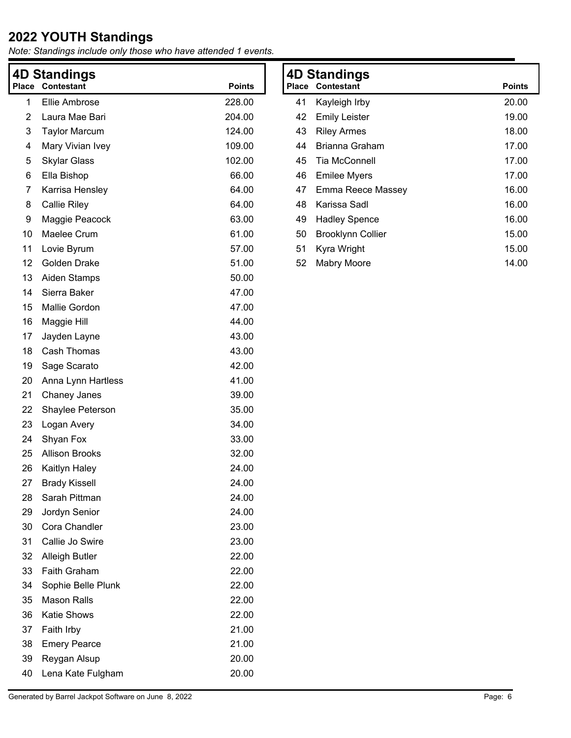## 2022 YOUTH Standings

*Note: Standings include only those who have attended 1 events.*

### 4D Standings

| Place | Contestant | Points |
|---|---|---|
| 1 | Ellie Ambrose | 228.00 |
| 2 | Laura Mae Bari | 204.00 |
| 3 | Taylor Marcum | 124.00 |
| 4 | Mary Vivian Ivey | 109.00 |
| 5 | Skylar Glass | 102.00 |
| 6 | Ella Bishop | 66.00 |
| 7 | Karrisa Hensley | 64.00 |
| 8 | Callie Riley | 64.00 |
| 9 | Maggie Peacock | 63.00 |
| 10 | Maelee Crum | 61.00 |
| 11 | Lovie Byrum | 57.00 |
| 12 | Golden Drake | 51.00 |
| 13 | Aiden Stamps | 50.00 |
| 14 | Sierra Baker | 47.00 |
| 15 | Mallie Gordon | 47.00 |
| 16 | Maggie Hill | 44.00 |
| 17 | Jayden Layne | 43.00 |
| 18 | Cash Thomas | 43.00 |
| 19 | Sage Scarato | 42.00 |
| 20 | Anna Lynn Hartless | 41.00 |
| 21 | Chaney Janes | 39.00 |
| 22 | Shaylee Peterson | 35.00 |
| 23 | Logan Avery | 34.00 |
| 24 | Shyan Fox | 33.00 |
| 25 | Allison Brooks | 32.00 |
| 26 | Kaitlyn Haley | 24.00 |
| 27 | Brady Kissell | 24.00 |
| 28 | Sarah Pittman | 24.00 |
| 29 | Jordyn Senior | 24.00 |
| 30 | Cora Chandler | 23.00 |
| 31 | Callie Jo Swire | 23.00 |
| 32 | Alleigh Butler | 22.00 |
| 33 | Faith Graham | 22.00 |
| 34 | Sophie Belle Plunk | 22.00 |
| 35 | Mason Ralls | 22.00 |
| 36 | Katie Shows | 22.00 |
| 37 | Faith Irby | 21.00 |
| 38 | Emery Pearce | 21.00 |
| 39 | Reygan Alsup | 20.00 |
| 40 | Lena Kate Fulgham | 20.00 |
| 41 | Kayleigh Irby | 20.00 |
| 42 | Emily Leister | 19.00 |
| 43 | Riley Armes | 18.00 |
| 44 | Brianna Graham | 17.00 |
| 45 | Tia McConnell | 17.00 |
| 46 | Emilee Myers | 17.00 |
| 47 | Emma Reece Massey | 16.00 |
| 48 | Karissa Sadl | 16.00 |
| 49 | Hadley Spence | 16.00 |
| 50 | Brooklynn Collier | 15.00 |
| 51 | Kyra Wright | 15.00 |
| 52 | Mabry Moore | 14.00 |

Generated by Barrel Jackpot Software on June 8, 2022